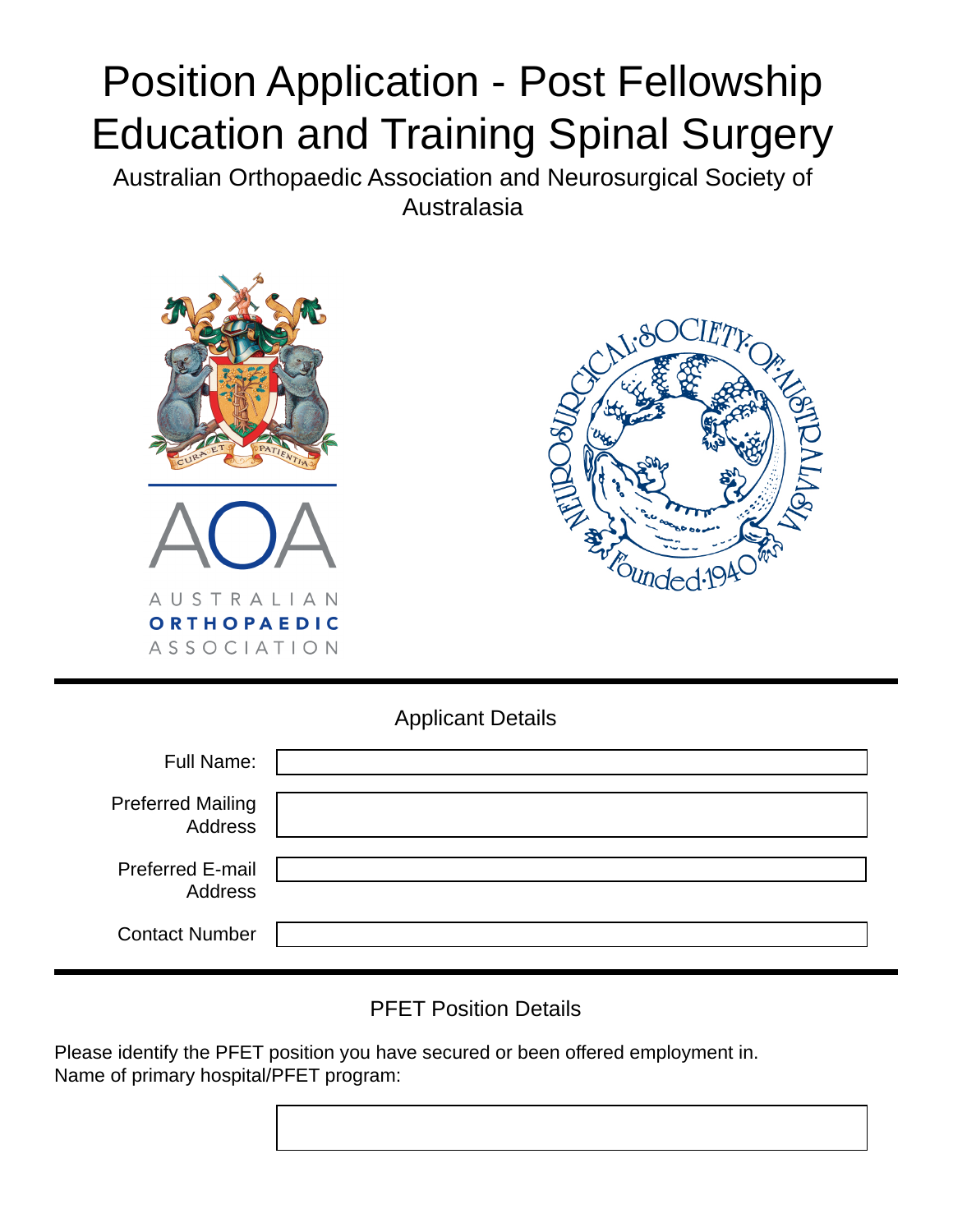# Position Application - Post Fellowship Education and Training Spinal Surgery

Australian Orthopaedic Association and Neurosurgical Society of Australasia

AUSTRALIAN
**ORTHOPAEDIC**
ASSOCIATION

NEUROSURGICAL SOCIETY OF AUSTRALASIA
Founded 1940

## Applicant Details

| | |
|---|---|
| Full Name: | |
| Preferred Mailing Address | |
| Preferred E-mail Address | |
| Contact Number | |

## PFET Position Details

Please identify the PFET position you have secured or been offered employment in.
Name of primary hospital/PFET program: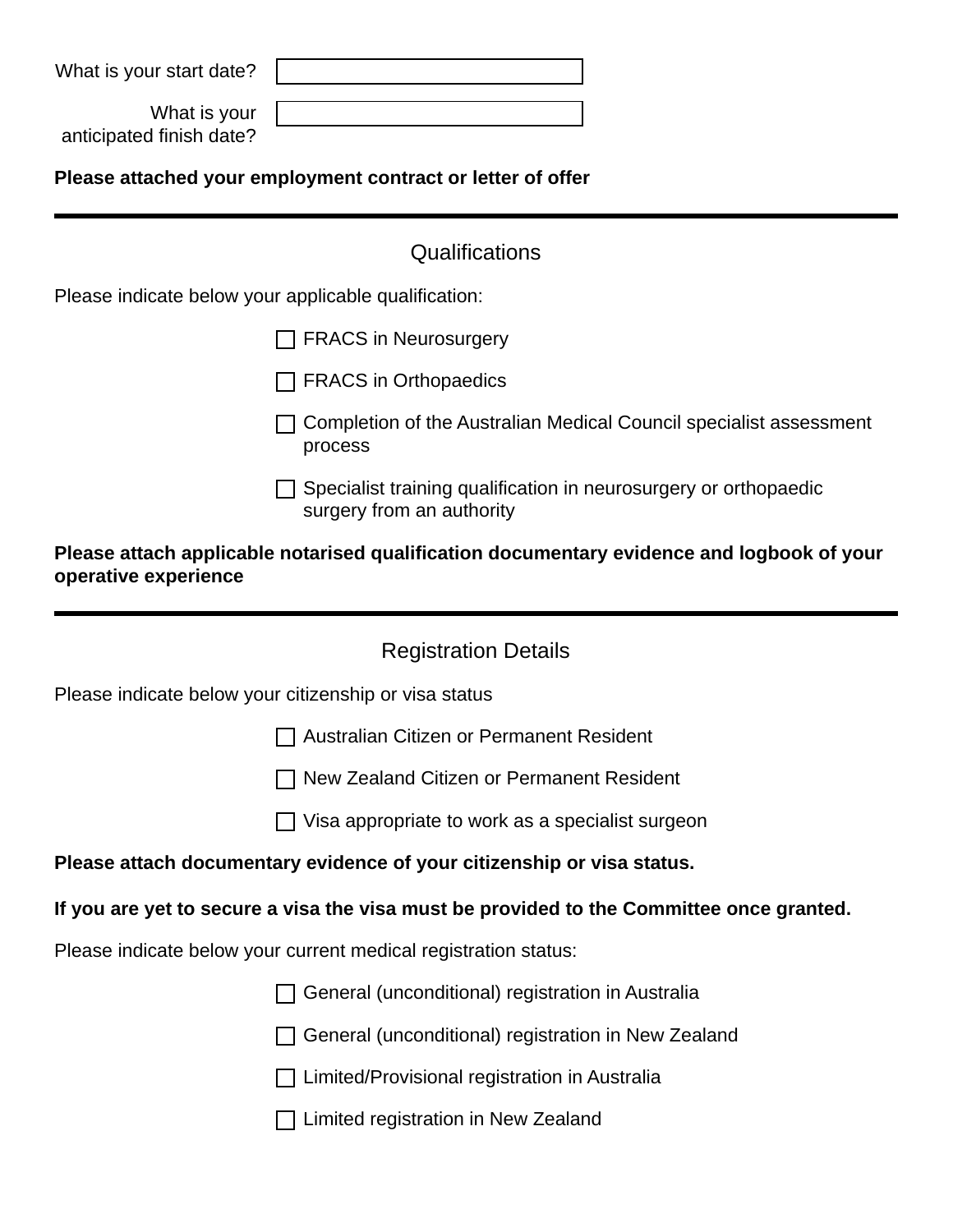What is your start date? ____________________

What is your anticipated finish date? ____________________

**Please attached your employment contract or letter of offer**

---

## Qualifications

Please indicate below your applicable qualification:

- ☐ FRACS in Neurosurgery
- ☐ FRACS in Orthopaedics
- ☐ Completion of the Australian Medical Council specialist assessment process
- ☐ Specialist training qualification in neurosurgery or orthopaedic surgery from an authority

**Please attach applicable notarised qualification documentary evidence and logbook of your operative experience**

---

## Registration Details

Please indicate below your citizenship or visa status

- ☐ Australian Citizen or Permanent Resident
- ☐ New Zealand Citizen or Permanent Resident
- ☐ Visa appropriate to work as a specialist surgeon

**Please attach documentary evidence of your citizenship or visa status.**

**If you are yet to secure a visa the visa must be provided to the Committee once granted.**

Please indicate below your current medical registration status:

- ☐ General (unconditional) registration in Australia
- ☐ General (unconditional) registration in New Zealand
- ☐ Limited/Provisional registration in Australia
- ☐ Limited registration in New Zealand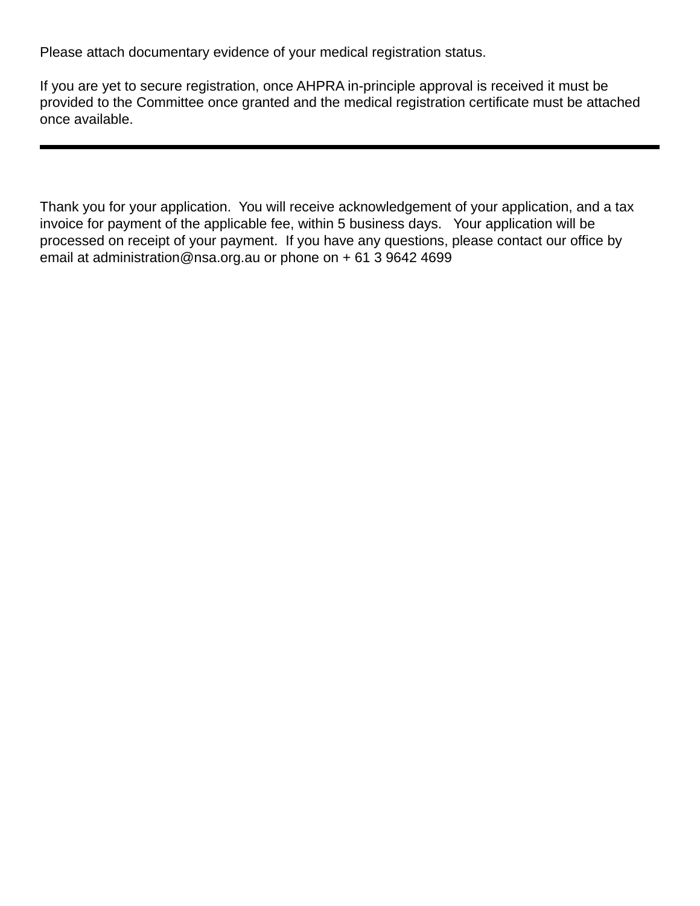Please attach documentary evidence of your medical registration status.

If you are yet to secure registration, once AHPRA in-principle approval is received it must be provided to the Committee once granted and the medical registration certificate must be attached once available.

---

Thank you for your application. You will receive acknowledgement of your application, and a tax invoice for payment of the applicable fee, within 5 business days. Your application will be processed on receipt of your payment. If you have any questions, please contact our office by email at administration@nsa.org.au or phone on + 61 3 9642 4699